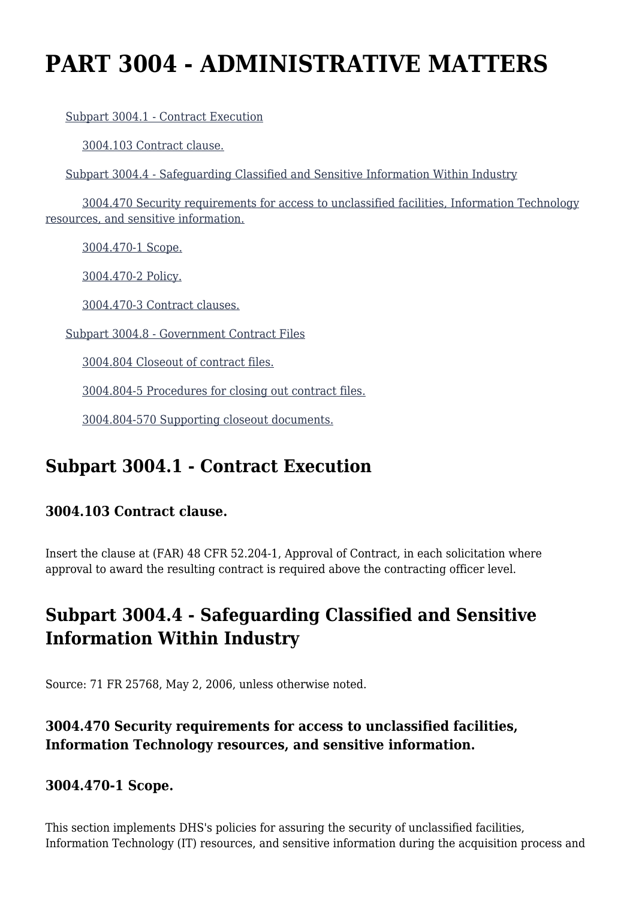# PART 3004 - ADMINISTRATIVE MATTERS

Subpart 3004.1 - Contract Execution

3004.103 Contract clause.

Subpart 3004.4 - Safeguarding Classified and Sensitive Information Within Industry

3004.470 Security requirements for access to unclassified facilities, Information Technology resources, and sensitive information.

3004.470-1 Scope.

3004.470-2 Policy.

3004.470-3 Contract clauses.

Subpart 3004.8 - Government Contract Files

3004.804 Closeout of contract files.

3004.804-5 Procedures for closing out contract files.

3004.804-570 Supporting closeout documents.

## Subpart 3004.1 - Contract Execution

### 3004.103 Contract clause.

Insert the clause at (FAR) 48 CFR 52.204-1, Approval of Contract, in each solicitation where approval to award the resulting contract is required above the contracting officer level.

## Subpart 3004.4 - Safeguarding Classified and Sensitive Information Within Industry

Source: 71 FR 25768, May 2, 2006, unless otherwise noted.

### 3004.470 Security requirements for access to unclassified facilities, Information Technology resources, and sensitive information.

### 3004.470-1 Scope.

This section implements DHS's policies for assuring the security of unclassified facilities, Information Technology (IT) resources, and sensitive information during the acquisition process and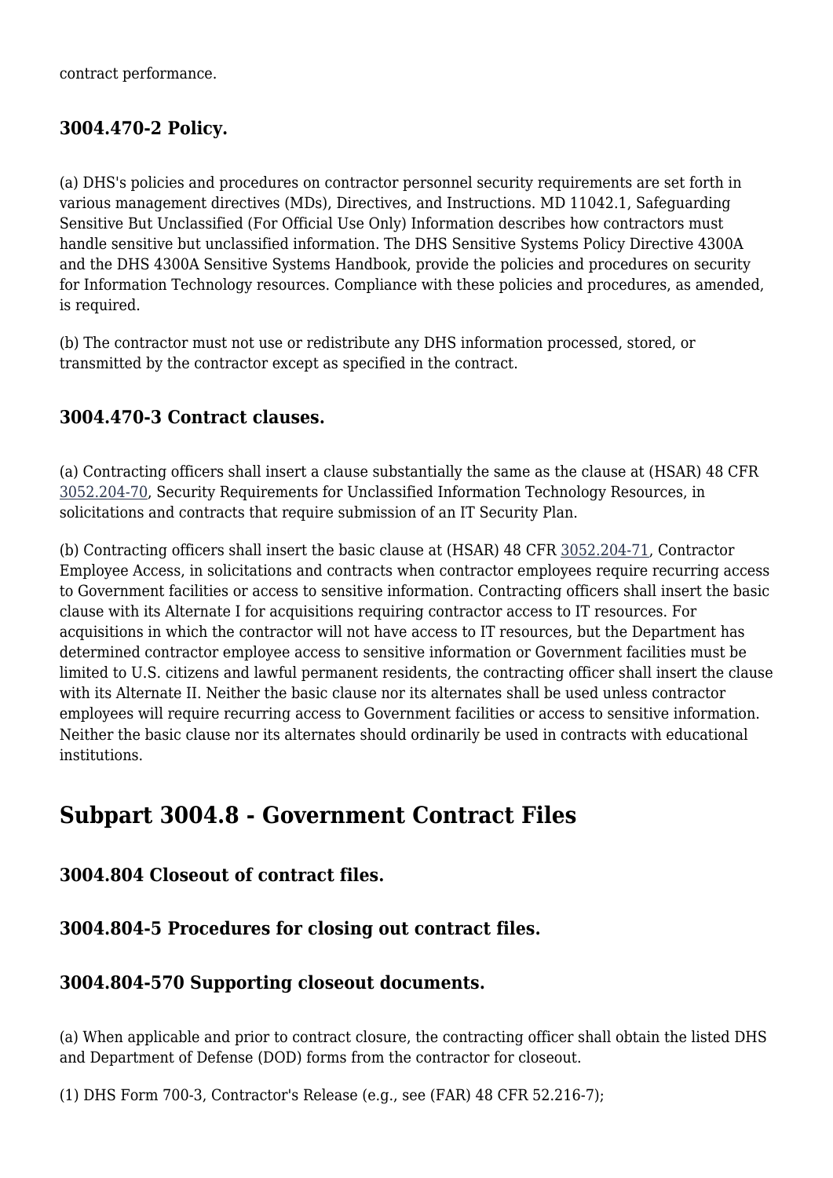contract performance.

### 3004.470-2 Policy.

(a) DHS's policies and procedures on contractor personnel security requirements are set forth in various management directives (MDs), Directives, and Instructions. MD 11042.1, Safeguarding Sensitive But Unclassified (For Official Use Only) Information describes how contractors must handle sensitive but unclassified information. The DHS Sensitive Systems Policy Directive 4300A and the DHS 4300A Sensitive Systems Handbook, provide the policies and procedures on security for Information Technology resources. Compliance with these policies and procedures, as amended, is required.

(b) The contractor must not use or redistribute any DHS information processed, stored, or transmitted by the contractor except as specified in the contract.

### 3004.470-3 Contract clauses.

(a) Contracting officers shall insert a clause substantially the same as the clause at (HSAR) 48 CFR 3052.204-70, Security Requirements for Unclassified Information Technology Resources, in solicitations and contracts that require submission of an IT Security Plan.

(b) Contracting officers shall insert the basic clause at (HSAR) 48 CFR 3052.204-71, Contractor Employee Access, in solicitations and contracts when contractor employees require recurring access to Government facilities or access to sensitive information. Contracting officers shall insert the basic clause with its Alternate I for acquisitions requiring contractor access to IT resources. For acquisitions in which the contractor will not have access to IT resources, but the Department has determined contractor employee access to sensitive information or Government facilities must be limited to U.S. citizens and lawful permanent residents, the contracting officer shall insert the clause with its Alternate II. Neither the basic clause nor its alternates shall be used unless contractor employees will require recurring access to Government facilities or access to sensitive information. Neither the basic clause nor its alternates should ordinarily be used in contracts with educational institutions.

## Subpart 3004.8 - Government Contract Files

### 3004.804 Closeout of contract files.

### 3004.804-5 Procedures for closing out contract files.

### 3004.804-570 Supporting closeout documents.

(a) When applicable and prior to contract closure, the contracting officer shall obtain the listed DHS and Department of Defense (DOD) forms from the contractor for closeout.

(1) DHS Form 700-3, Contractor's Release (e.g., see (FAR) 48 CFR 52.216-7);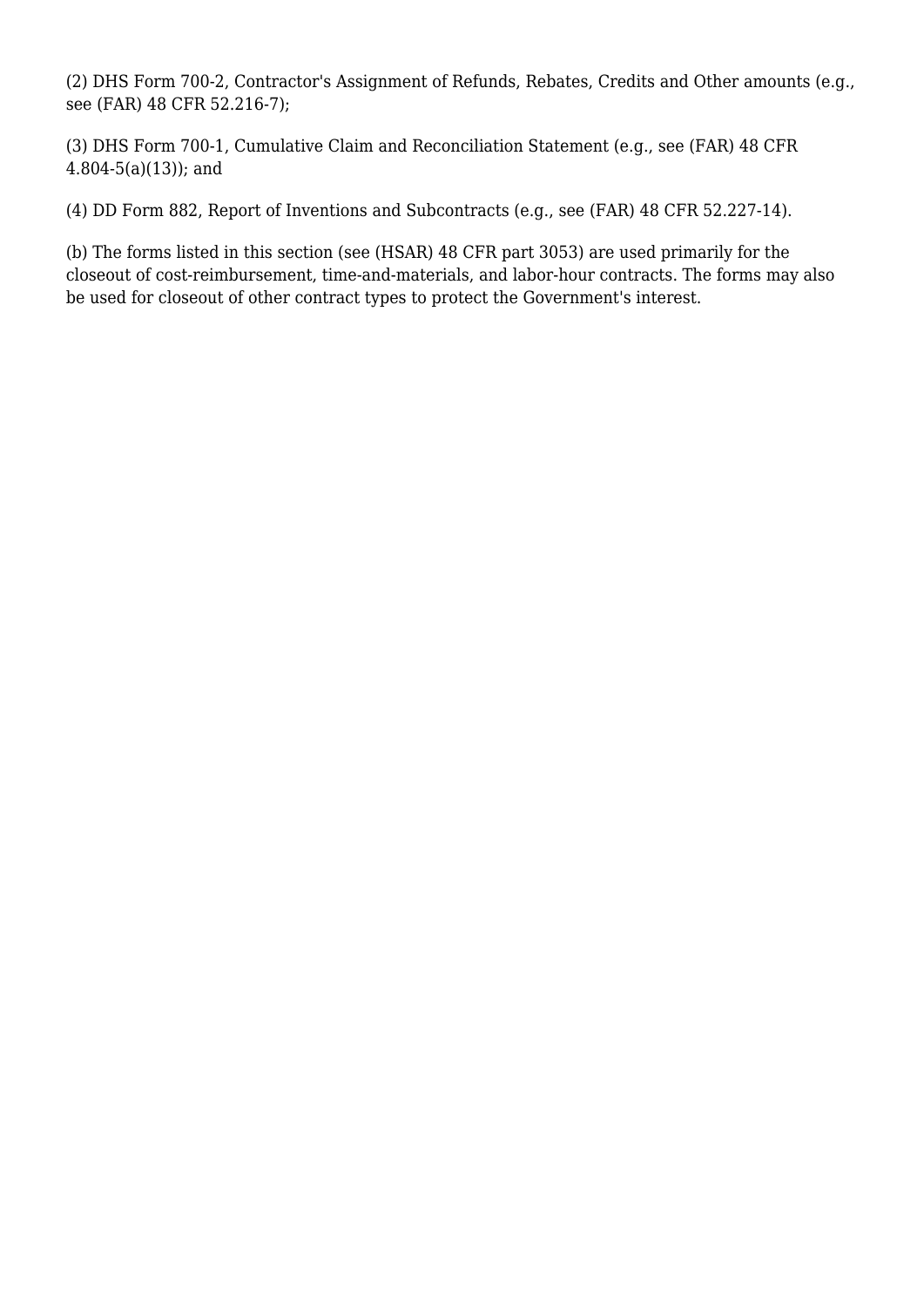(2) DHS Form 700-2, Contractor's Assignment of Refunds, Rebates, Credits and Other amounts (e.g., see (FAR) 48 CFR 52.216-7);

(3) DHS Form 700-1, Cumulative Claim and Reconciliation Statement (e.g., see (FAR) 48 CFR 4.804-5(a)(13)); and

(4) DD Form 882, Report of Inventions and Subcontracts (e.g., see (FAR) 48 CFR 52.227-14).

(b) The forms listed in this section (see (HSAR) 48 CFR part 3053) are used primarily for the closeout of cost-reimbursement, time-and-materials, and labor-hour contracts. The forms may also be used for closeout of other contract types to protect the Government's interest.